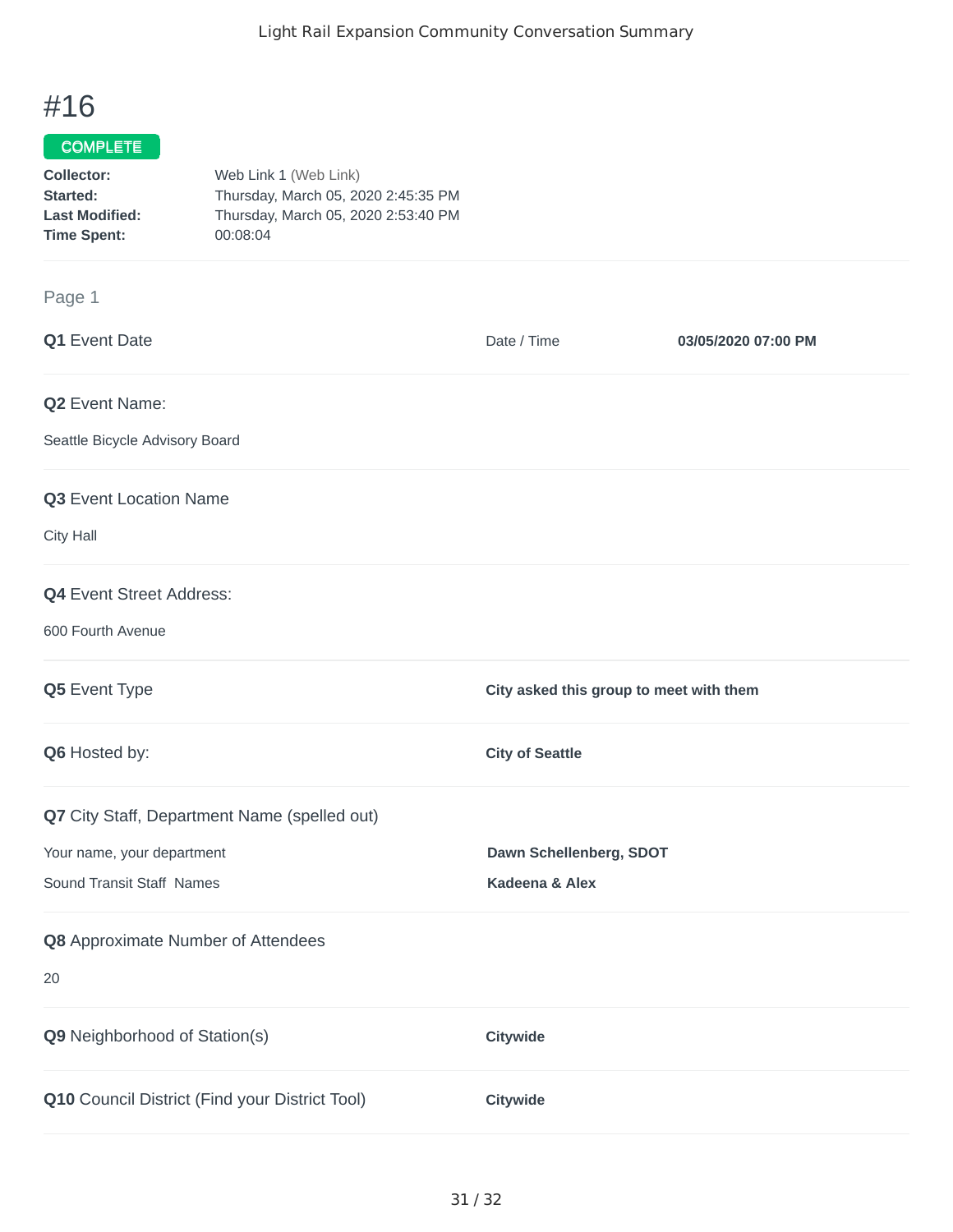# #16

**COMPLETE**

**Collector:** Web Link 1 (Web Link)
**Started:** Thursday, March 05, 2020 2:45:35 PM
**Last Modified:** Thursday, March 05, 2020 2:53:40 PM
**Time Spent:** 00:08:04

Page 1

**Q1** Event Date

Date / Time **03/05/2020 07:00 PM**

**Q2** Event Name:

Seattle Bicycle Advisory Board

**Q3** Event Location Name

City Hall

**Q4** Event Street Address:

600 Fourth Avenue

**Q5** Event Type

**City asked this group to meet with them**

**Q6** Hosted by:

**City of Seattle**

**Q7** City Staff, Department Name (spelled out)

Your name, your department **Dawn Schellenberg, SDOT**

Sound Transit Staff Names **Kadeena & Alex**

**Q8** Approximate Number of Attendees

20

**Q9** Neighborhood of Station(s)

**Citywide**

**Q10** Council District (Find your District Tool)

**Citywide**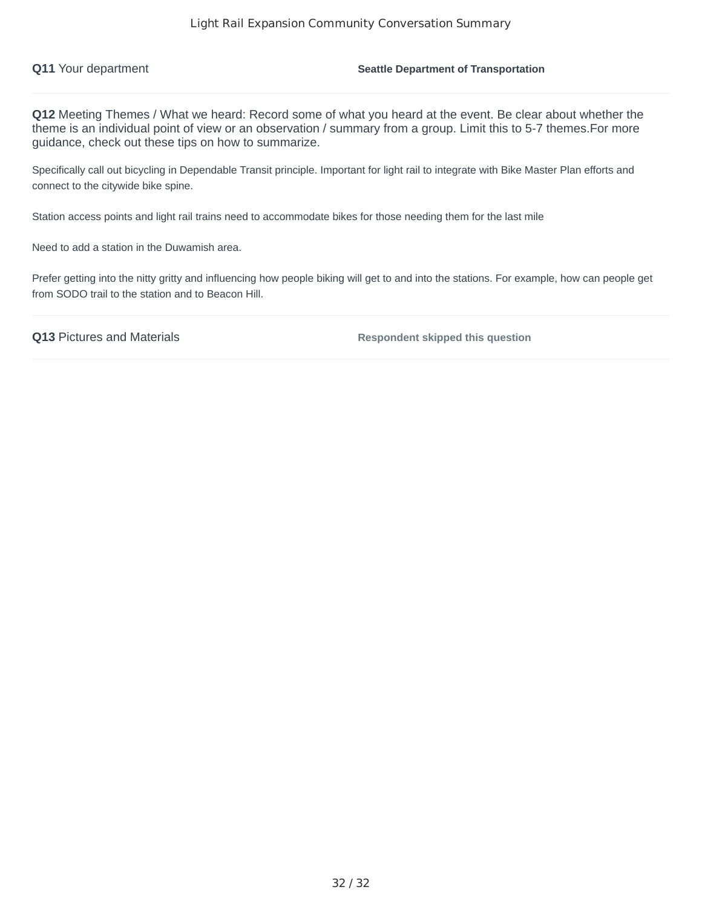**Q11** Your department

**Seattle Department of Transportation**

---

**Q12** Meeting Themes / What we heard: Record some of what you heard at the event. Be clear about whether the theme is an individual point of view or an observation / summary from a group. Limit this to 5-7 themes.For more guidance, check out these tips on how to summarize.

Specifically call out bicycling in Dependable Transit principle. Important for light rail to integrate with Bike Master Plan efforts and connect to the citywide bike spine.

Station access points and light rail trains need to accommodate bikes for those needing them for the last mile

Need to add a station in the Duwamish area.

Prefer getting into the nitty gritty and influencing how people biking will get to and into the stations. For example, how can people get from SODO trail to the station and to Beacon Hill.

---

**Q13** Pictures and Materials

**Respondent skipped this question**